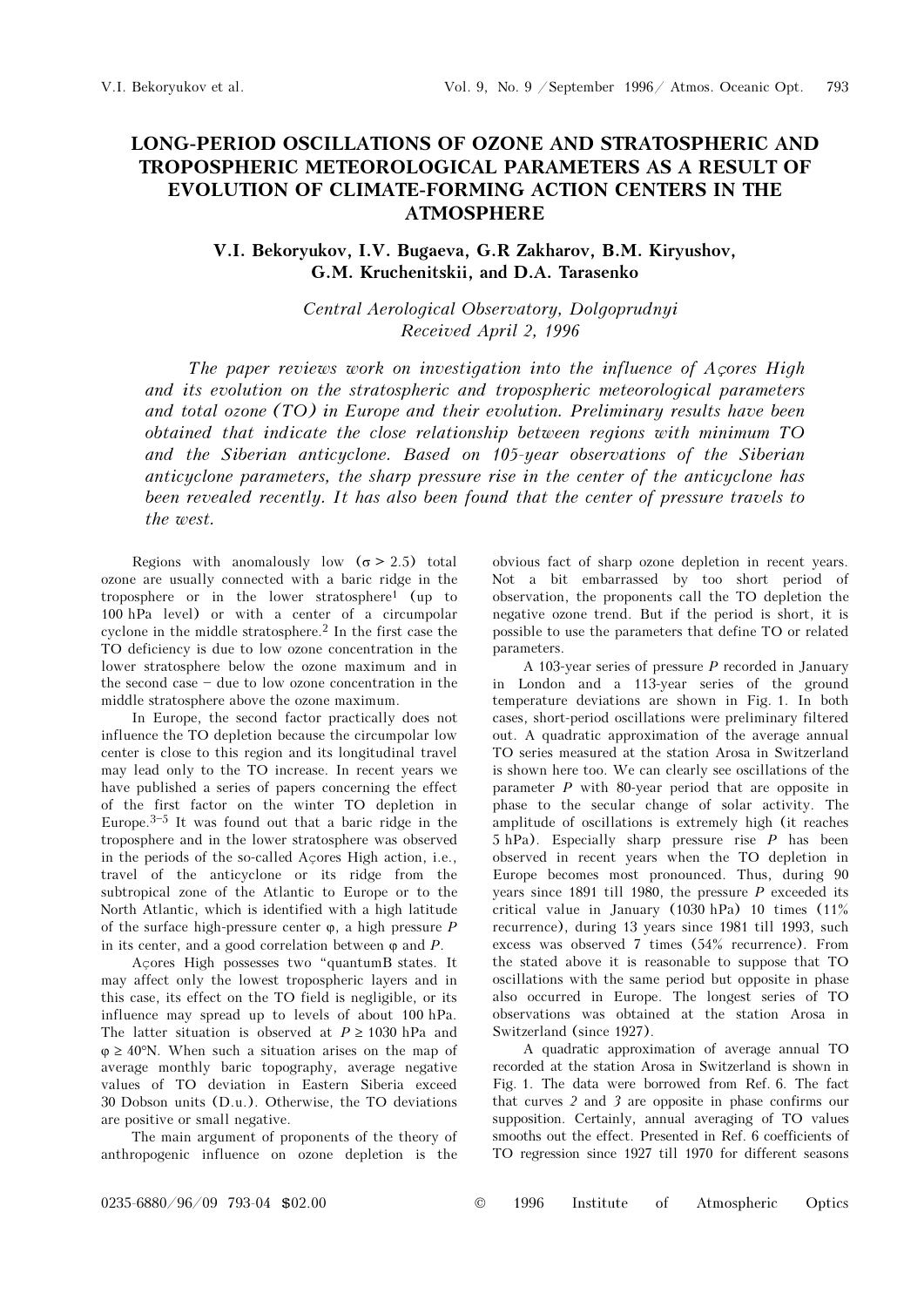# LONG-PERIOD OSCILLATIONS OF OZONE AND STRATOSPHERIC AND TROPOSPHERIC METEOROLOGICAL PARAMETERS AS A RESULT OF EVOLUTION OF CLIMATE-FORMING ACTION CENTERS IN THE ATMOSPHERE

**V.I. Bekoryukov, I.V. Bugaeva, G.R Zakharov, B.M. Kiryushov, G.M. Kruchenitskii, and D.A. Tarasenko**

*Central Aerological Observatory, Dolgoprudnyi*
*Received April 2, 1996*

*The paper reviews work on investigation into the influence of Açores High and its evolution on the stratospheric and tropospheric meteorological parameters and total ozone (TO) in Europe and their evolution. Preliminary results have been obtained that indicate the close relationship between regions with minimum TO and the Siberian anticyclone. Based on 105-year observations of the Siberian anticyclone parameters, the sharp pressure rise in the center of the anticyclone has been revealed recently. It has also been found that the center of pressure travels to the west.*

Regions with anomalously low ($\sigma > 2.5$) total ozone are usually connected with a baric ridge in the troposphere or in the lower stratosphere[1] (up to 100 hPa level) or with a center of a circumpolar cyclone in the middle stratosphere.[2] In the first case the TO deficiency is due to low ozone concentration in the lower stratosphere below the ozone maximum and in the second case – due to low ozone concentration in the middle stratosphere above the ozone maximum.

In Europe, the second factor practically does not influence the TO depletion because the circumpolar low center is close to this region and its longitudinal travel may lead only to the TO increase. In recent years we have published a series of papers concerning the effect of the first factor on the winter TO depletion in Europe.[3–5] It was found out that a baric ridge in the troposphere and in the lower stratosphere was observed in the periods of the so-called Açores High action, i.e., travel of the anticyclone or its ridge from the subtropical zone of the Atlantic to Europe or to the North Atlantic, which is identified with a high latitude of the surface high-pressure center $\varphi$, a high pressure $P$ in its center, and a good correlation between $\varphi$ and $P$.

Açores High possesses two "quantumB states. It may affect only the lowest tropospheric layers and in this case, its effect on the TO field is negligible, or its influence may spread up to levels of about 100 hPa. The latter situation is observed at $P \geq 1030$ hPa and $\varphi \geq 40$°N. When such a situation arises on the map of average monthly baric topography, average negative values of TO deviation in Eastern Siberia exceed 30 Dobson units (D.u.). Otherwise, the TO deviations are positive or small negative.

The main argument of proponents of the theory of anthropogenic influence on ozone depletion is the obvious fact of sharp ozone depletion in recent years. Not a bit embarrassed by too short period of observation, the proponents call the TO depletion the negative ozone trend. But if the period is short, it is possible to use the parameters that define TO or related parameters.

A 103-year series of pressure $P$ recorded in January in London and a 113-year series of the ground temperature deviations are shown in Fig. 1. In both cases, short-period oscillations were preliminary filtered out. A quadratic approximation of the average annual TO series measured at the station Arosa in Switzerland is shown here too. We can clearly see oscillations of the parameter $P$ with 80-year period that are opposite in phase to the secular change of solar activity. The amplitude of oscillations is extremely high (it reaches 5 hPa). Especially sharp pressure rise $P$ has been observed in recent years when the TO depletion in Europe becomes most pronounced. Thus, during 90 years since 1891 till 1980, the pressure $P$ exceeded its critical value in January (1030 hPa) 10 times (11% recurrence), during 13 years since 1981 till 1993, such excess was observed 7 times (54% recurrence). From the stated above it is reasonable to suppose that TO oscillations with the same period but opposite in phase also occurred in Europe. The longest series of TO observations was obtained at the station Arosa in Switzerland (since 1927).

A quadratic approximation of average annual TO recorded at the station Arosa in Switzerland is shown in Fig. 1. The data were borrowed from Ref. 6. The fact that curves *2* and *3* are opposite in phase confirms our supposition. Certainly, annual averaging of TO values smooths out the effect. Presented in Ref. 6 coefficients of TO regression since 1927 till 1970 for different seasons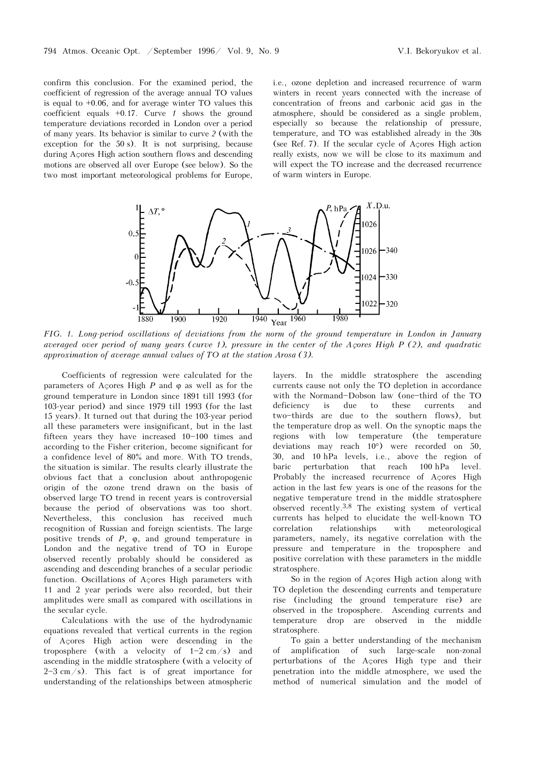confirm this conclusion. For the examined period, the coefficient of regression of the average annual TO values is equal to +0.06, and for average winter TO values this coefficient equals +0.17. Curve *1* shows the ground temperature deviations recorded in London over a period of many years. Its behavior is similar to curve *2* (with the exception for the 50 s). It is not surprising, because during Açores High action southern flows and descending motions are observed all over Europe (see below). So the two most important meteorological problems for Europe, i.e., ozone depletion and increased recurrence of warm winters in recent years connected with the increase of concentration of freons and carbonic acid gas in the atmosphere, should be considered as a single problem, especially so because the relationship of pressure, temperature, and TO was established already in the 30s (see Ref. 7). If the secular cycle of Açores High action really exists, now we will be close to its maximum and will expect the TO increase and the decreased recurrence of warm winters in Europe.

*FIG. 1. Long-period oscillations of deviations from the norm of the ground temperature in London in January averaged over period of many years (curve 1), pressure in the center of the Açores High P (2), and quadratic approximation of average annual values of TO at the station Arosa (3).*

Coefficients of regression were calculated for the parameters of Açores High $P$ and $\varphi$ as well as for the ground temperature in London since 1891 till 1993 (for 103-year period) and since 1979 till 1993 (for the last 15 years). It turned out that during the 103-year period all these parameters were insignificant, but in the last fifteen years they have increased 10–100 times and according to the Fisher criterion, become significant for a confidence level of 80% and more. With TO trends, the situation is similar. The results clearly illustrate the obvious fact that a conclusion about anthropogenic origin of the ozone trend drawn on the basis of observed large TO trend in recent years is controversial because the period of observations was too short. Nevertheless, this conclusion has received much recognition of Russian and foreign scientists. The large positive trends of $P$, $\varphi$, and ground temperature in London and the negative trend of TO in Europe observed recently probably should be considered as ascending and descending branches of a secular periodic function. Oscillations of Açores High parameters with 11 and 2 year periods were also recorded, but their amplitudes were small as compared with oscillations in the secular cycle.

Calculations with the use of the hydrodynamic equations revealed that vertical currents in the region of Açores High action were descending in the troposphere (with a velocity of 1–2 cm/s) and ascending in the middle stratosphere (with a velocity of 2–3 cm/s). This fact is of great importance for understanding of the relationships between atmospheric layers. In the middle stratosphere the ascending currents cause not only the TO depletion in accordance with the Normand–Dobson law (one-third of the TO deficiency is due to these currents and two-thirds are due to the southern flows), but the temperature drop as well. On the synoptic maps the regions with low temperature (the temperature deviations may reach 10°) were recorded on 50, 30, and 10 hPa levels, i.e., above the region of baric perturbation that reach 100 hPa level. Probably the increased recurrence of Açores High action in the last few years is one of the reasons for the negative temperature trend in the middle stratosphere observed recently.[3,8] The existing system of vertical currents has helped to elucidate the well-known TO correlation relationships with meteorological parameters, namely, its negative correlation with the pressure and temperature in the troposphere and positive correlation with these parameters in the middle stratosphere.

So in the region of Açores High action along with TO depletion the descending currents and temperature rise (including the ground temperature rise) are observed in the troposphere. Ascending currents and temperature drop are observed in the middle stratosphere.

To gain a better understanding of the mechanism of amplification of such large-scale non-zonal perturbations of the Açores High type and their penetration into the middle atmosphere, we used the method of numerical simulation and the model of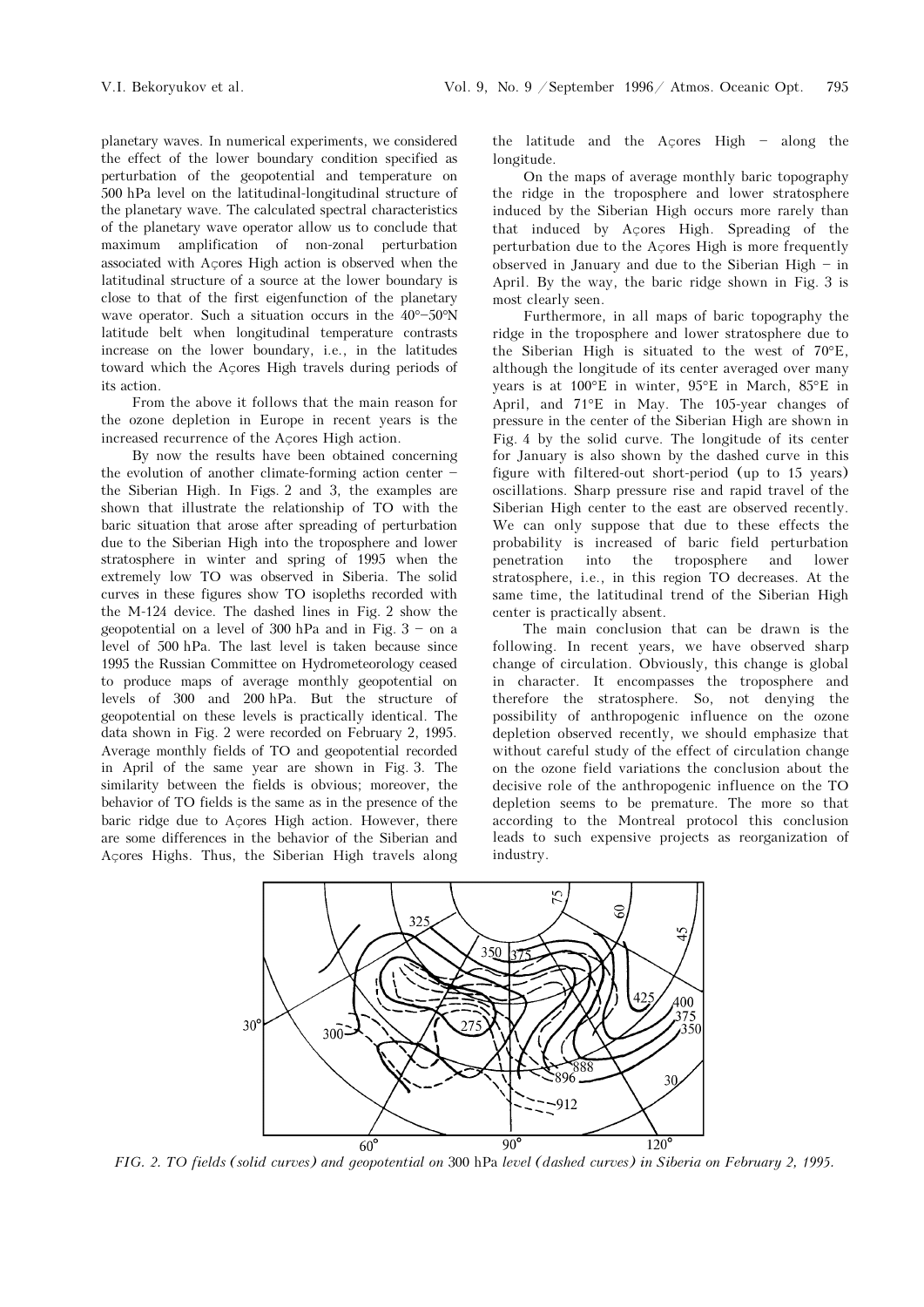planetary waves. In numerical experiments, we considered the effect of the lower boundary condition specified as perturbation of the geopotential and temperature on 500 hPa level on the latitudinal-longitudinal structure of the planetary wave. The calculated spectral characteristics of the planetary wave operator allow us to conclude that maximum amplification of non-zonal perturbation associated with Açores High action is observed when the latitudinal structure of a source at the lower boundary is close to that of the first eigenfunction of the planetary wave operator. Such a situation occurs in the 40°–50°N latitude belt when longitudinal temperature contrasts increase on the lower boundary, i.e., in the latitudes toward which the Açores High travels during periods of its action.

From the above it follows that the main reason for the ozone depletion in Europe in recent years is the increased recurrence of the Açores High action.

By now the results have been obtained concerning the evolution of another climate-forming action center – the Siberian High. In Figs. 2 and 3, the examples are shown that illustrate the relationship of TO with the baric situation that arose after spreading of perturbation due to the Siberian High into the troposphere and lower stratosphere in winter and spring of 1995 when the extremely low TO was observed in Siberia. The solid curves in these figures show TO isopleths recorded with the M-124 device. The dashed lines in Fig. 2 show the geopotential on a level of 300 hPa and in Fig. 3 – on a level of 500 hPa. The last level is taken because since 1995 the Russian Committee on Hydrometeorology ceased to produce maps of average monthly geopotential on levels of 300 and 200 hPa. But the structure of geopotential on these levels is practically identical. The data shown in Fig. 2 were recorded on February 2, 1995. Average monthly fields of TO and geopotential recorded in April of the same year are shown in Fig. 3. The similarity between the fields is obvious; moreover, the behavior of TO fields is the same as in the presence of the baric ridge due to Açores High action. However, there are some differences in the behavior of the Siberian and Açores Highs. Thus, the Siberian High travels along the latitude and the Açores High – along the longitude.

On the maps of average monthly baric topography the ridge in the troposphere and lower stratosphere induced by the Siberian High occurs more rarely than that induced by Açores High. Spreading of the perturbation due to the Açores High is more frequently observed in January and due to the Siberian High – in April. By the way, the baric ridge shown in Fig. 3 is most clearly seen.

Furthermore, in all maps of baric topography the ridge in the troposphere and lower stratosphere due to the Siberian High is situated to the west of 70°E, although the longitude of its center averaged over many years is at 100°E in winter, 95°E in March, 85°E in April, and 71°E in May. The 105-year changes of pressure in the center of the Siberian High are shown in Fig. 4 by the solid curve. The longitude of its center for January is also shown by the dashed curve in this figure with filtered-out short-period (up to 15 years) oscillations. Sharp pressure rise and rapid travel of the Siberian High center to the east are observed recently. We can only suppose that due to these effects the probability is increased of baric field perturbation penetration into the troposphere and lower stratosphere, i.e., in this region TO decreases. At the same time, the latitudinal trend of the Siberian High center is practically absent.

The main conclusion that can be drawn is the following. In recent years, we have observed sharp change of circulation. Obviously, this change is global in character. It encompasses the troposphere and therefore the stratosphere. So, not denying the possibility of anthropogenic influence on the ozone depletion observed recently, we should emphasize that without careful study of the effect of circulation change on the ozone field variations the conclusion about the decisive role of the anthropogenic influence on the TO depletion seems to be premature. The more so that according to the Montreal protocol this conclusion leads to such expensive projects as reorganization of industry.

*FIG. 2. TO fields (solid curves) and geopotential on 300 hPa level (dashed curves) in Siberia on February 2, 1995.*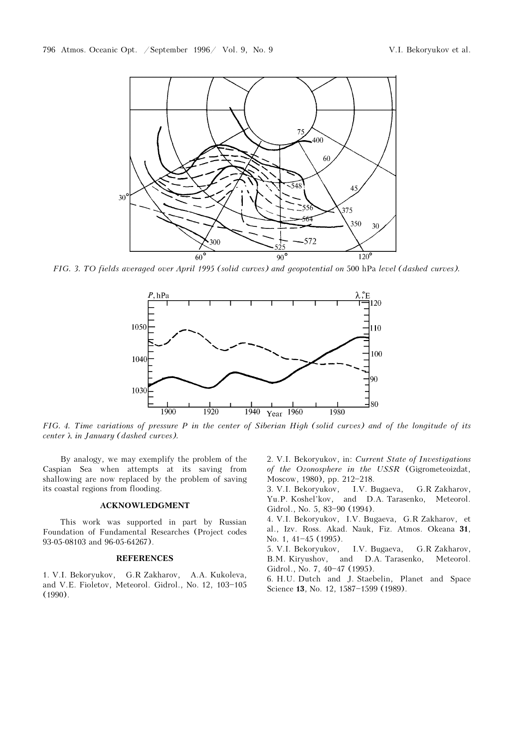75

400

60

548

45

30°

556

375

564

350

30

300

525

572

60°

90°

120°

*FIG. 3. TO fields averaged over April 1995 (solid curves) and geopotential on 500 hPa level (dashed curves).*

P, hPa

λ,°E

120

1050

110

1040

100

1030

90

80

1900

1920

1940

Year

1960

1980

*FIG. 4. Time variations of pressure P in the center of Siberian High (solid curves) and of the longitude of its center λ in January (dashed curves).*

By analogy, we may exemplify the problem of the Caspian Sea when attempts at its saving from shallowing are now replaced by the problem of saving its coastal regions from flooding.

## ACKNOWLEDGMENT

This work was supported in part by Russian Foundation of Fundamental Researches (Project codes 93-05-08103 and 96-05-64267).

## REFERENCES

1. V.I. Bekoryukov, G.R Zakharov, A.A. Kukoleva, and V.E. Fioletov, Meteorol. Gidrol., No. 12, 103–105 (1990).

2. V.I. Bekoryukov, in: *Current State of Investigations of the Ozonosphere in the USSR* (Gigrometeoizdat, Moscow, 1980), pp. 212–218.

3. V.I. Bekoryukov, I.V. Bugaeva, G.R Zakharov, Yu.P. Koshel'kov, and D.A. Tarasenko, Meteorol. Gidrol., No. 5, 83–90 (1994).

4. V.I. Bekoryukov, I.V. Bugaeva, G.R Zakharov, et al., Izv. Ross. Akad. Nauk, Fiz. Atmos. Okeana **31**, No. 1, 41–45 (1995).

5. V.I. Bekoryukov, I.V. Bugaeva, G.R Zakharov, B.M. Kiryushov, and D.A. Tarasenko, Meteorol. Gidrol., No. 7, 40–47 (1995).

6. H.U. Dutch and J. Staebelin, Planet and Space Science **13**, No. 12, 1587–1599 (1989).